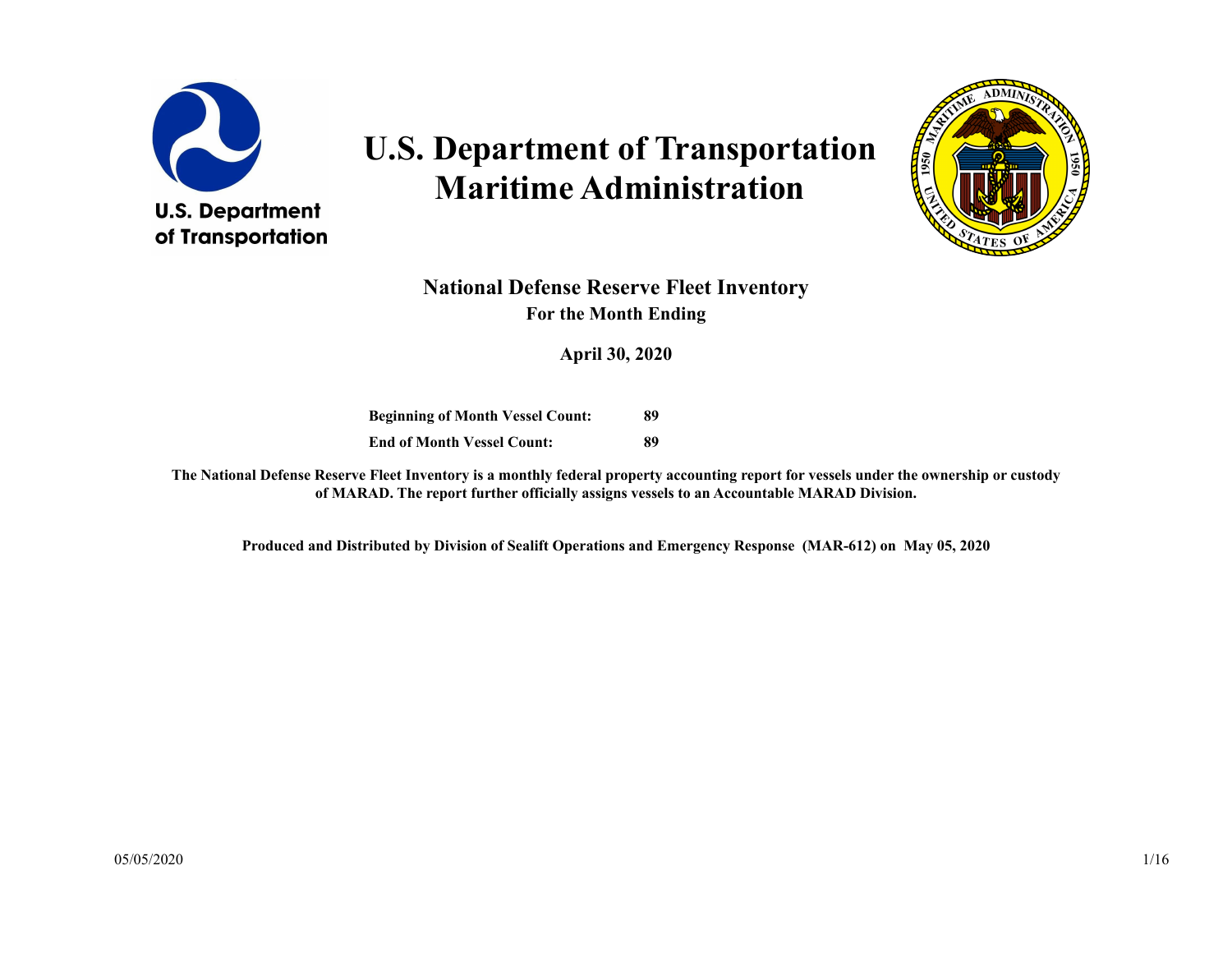# U.S. Department of Transportation Maritime Administration

## National Defense Reserve Fleet Inventory

### For the Month Ending

### April 30, 2020

| | |
|---|---|
| **Beginning of Month Vessel Count:** | **89** |
| **End of Month Vessel Count:** | **89** |

**The National Defense Reserve Fleet Inventory is a monthly federal property accounting report for vessels under the ownership or custody of MARAD. The report further officially assigns vessels to an Accountable MARAD Division.**

**Produced and Distributed by Division of Sealift Operations and Emergency Response (MAR-612) on May 05, 2020**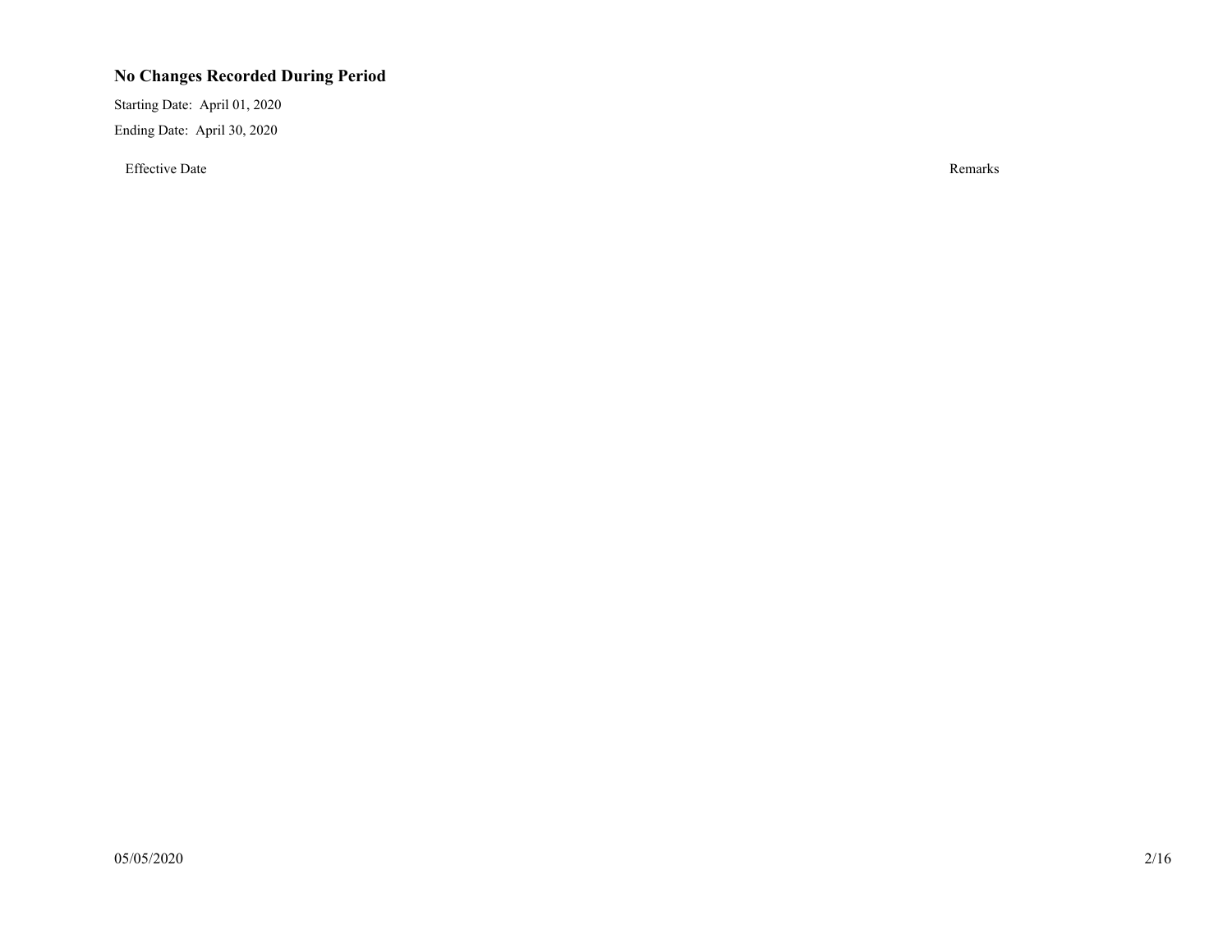### No Changes Recorded During Period

Starting Date: April 01, 2020

Ending Date: April 30, 2020

| Effective Date | Remarks |
|---|---|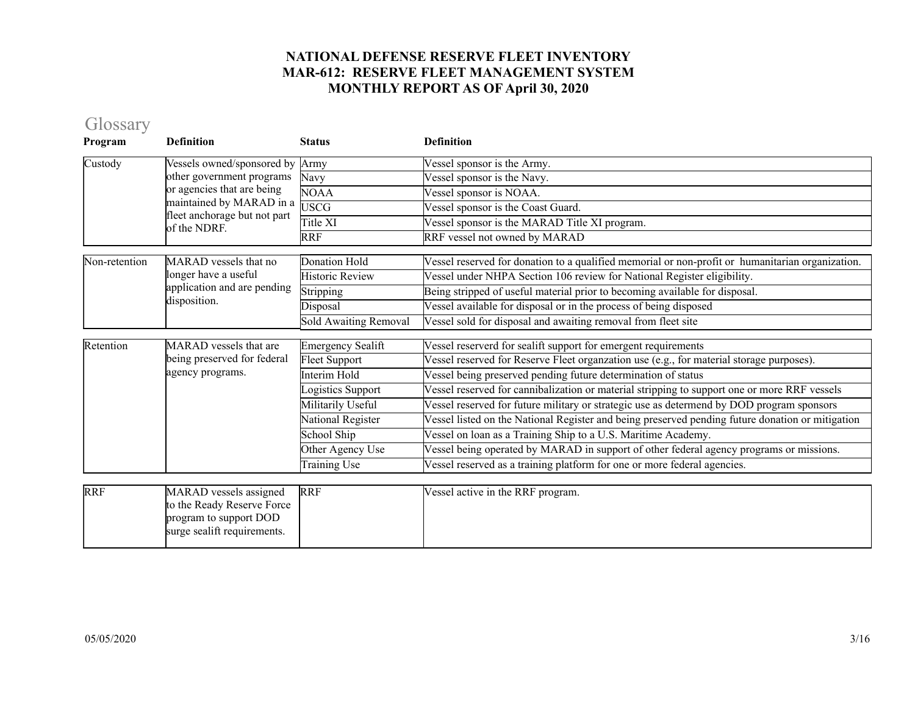**NATIONAL DEFENSE RESERVE FLEET INVENTORY**
**MAR-612: RESERVE FLEET MANAGEMENT SYSTEM**
**MONTHLY REPORT AS OF April 30, 2020**

## Glossary

| Program | Definition | Status | Definition |
|---|---|---|---|
| Custody | Vessels owned/sponsored by other government programs or agencies that are being maintained by MARAD in a fleet anchorage but not part of the NDRF. | Army | Vessel sponsor is the Army. |
| | | Navy | Vessel sponsor is the Navy. |
| | | NOAA | Vessel sponsor is NOAA. |
| | | USCG | Vessel sponsor is the Coast Guard. |
| | | Title XI | Vessel sponsor is the MARAD Title XI program. |
| | | RRF | RRF vessel not owned by MARAD |
| Non-retention | MARAD vessels that no longer have a useful application and are pending disposition. | Donation Hold | Vessel reserved for donation to a qualified memorial or non-profit or humanitarian organization. |
| | | Historic Review | Vessel under NHPA Section 106 review for National Register eligibility. |
| | | Stripping | Being stripped of useful material prior to becoming available for disposal. |
| | | Disposal | Vessel available for disposal or in the process of being disposed |
| | | Sold Awaiting Removal | Vessel sold for disposal and awaiting removal from fleet site |
| Retention | MARAD vessels that are being preserved for federal agency programs. | Emergency Sealift | Vessel reserverd for sealift support for emergent requirements |
| | | Fleet Support | Vessel reserved for Reserve Fleet organzation use (e.g., for material storage purposes). |
| | | Interim Hold | Vessel being preserved pending future determination of status |
| | | Logistics Support | Vessel reserved for cannibalization or material stripping to support one or more RRF vessels |
| | | Militarily Useful | Vessel reserved for future military or strategic use as determend by DOD program sponsors |
| | | National Register | Vessel listed on the National Register and being preserved pending future donation or mitigation |
| | | School Ship | Vessel on loan as a Training Ship to a U.S. Maritime Academy. |
| | | Other Agency Use | Vessel being operated by MARAD in support of other federal agency programs or missions. |
| | | Training Use | Vessel reserved as a training platform for one or more federal agencies. |
| RRF | MARAD vessels assigned to the Ready Reserve Force program to support DOD surge sealift requirements. | RRF | Vessel active in the RRF program. |

05/05/2020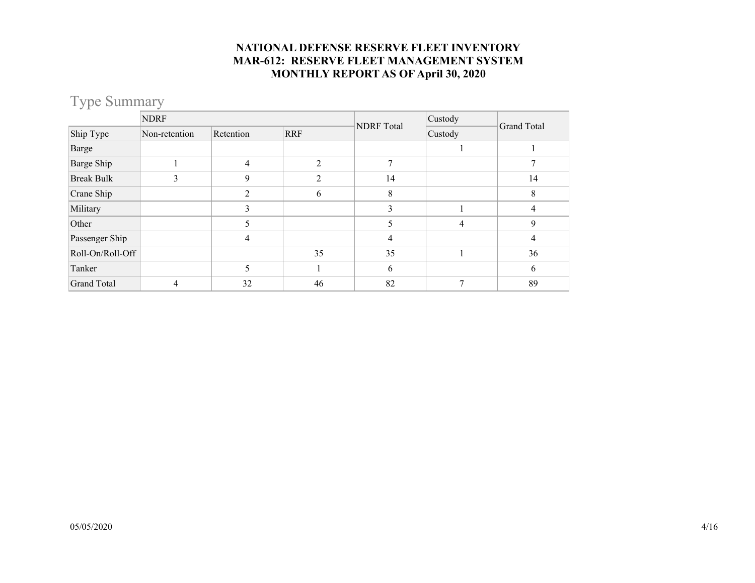**NATIONAL DEFENSE RESERVE FLEET INVENTORY**
**MAR-612: RESERVE FLEET MANAGEMENT SYSTEM**
**MONTHLY REPORT AS OF April 30, 2020**

## Type Summary

| | NDRF | | | NDRF Total | Custody | Grand Total |
|---|---|---|---|---|---|---|
| Ship Type | Non-retention | Retention | RRF | | Custody | |
| Barge | | | | | 1 | 1 |
| Barge Ship | 1 | 4 | 2 | 7 | | 7 |
| Break Bulk | 3 | 9 | 2 | 14 | | 14 |
| Crane Ship | | 2 | 6 | 8 | | 8 |
| Military | | 3 | | 3 | 1 | 4 |
| Other | | 5 | | 5 | 4 | 9 |
| Passenger Ship | | 4 | | 4 | | 4 |
| Roll-On/Roll-Off | | | 35 | 35 | 1 | 36 |
| Tanker | | 5 | 1 | 6 | | 6 |
| Grand Total | 4 | 32 | 46 | 82 | 7 | 89 |

05/05/2020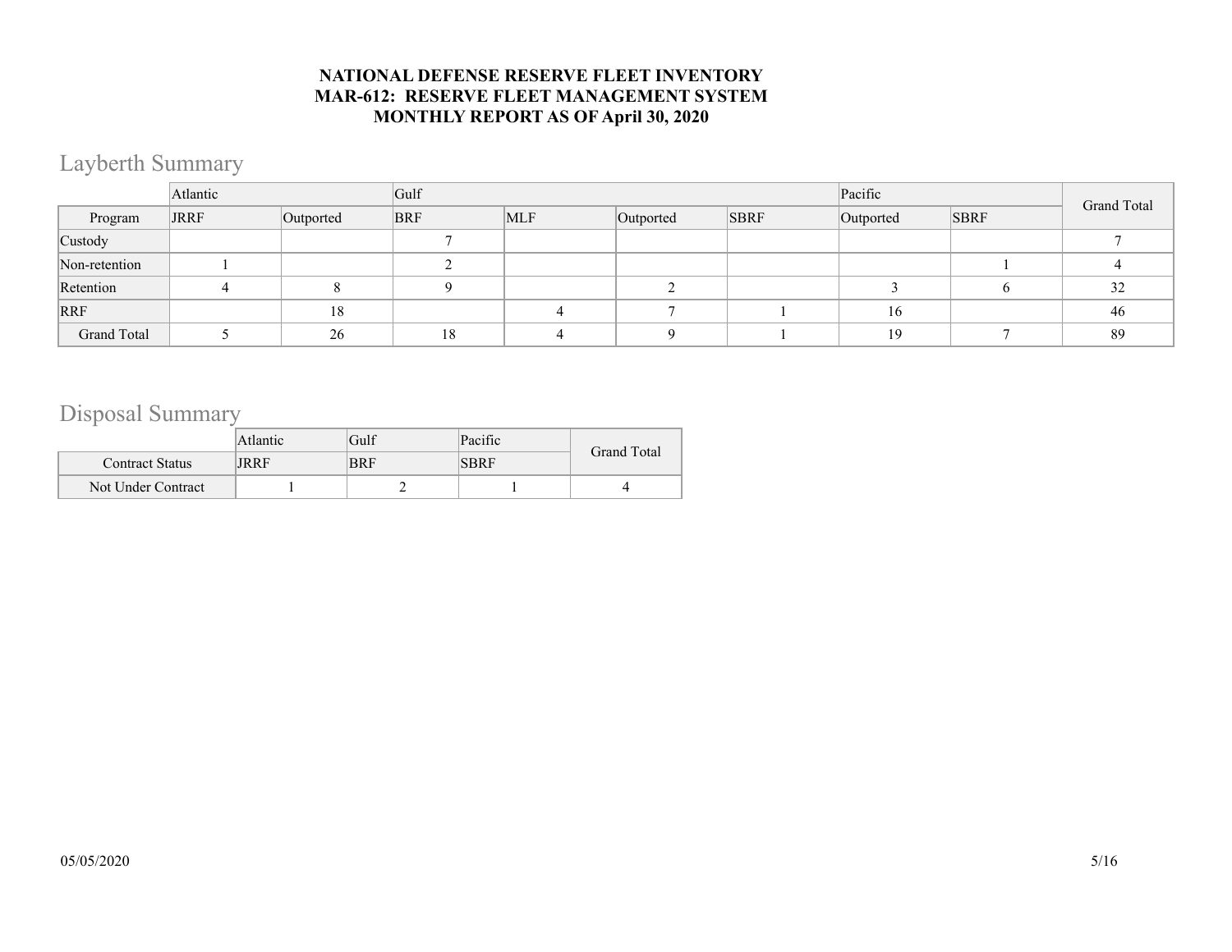**NATIONAL DEFENSE RESERVE FLEET INVENTORY**
**MAR-612: RESERVE FLEET MANAGEMENT SYSTEM**
**MONTHLY REPORT AS OF April 30, 2020**

## Layberth Summary

| | Atlantic | | Gulf | | | | Pacific | | Grand Total |
|---|---|---|---|---|---|---|---|---|---|
| Program | JRRF | Outported | BRF | MLF | Outported | SBRF | Outported | SBRF | |
| Custody | | | 7 | | | | | | 7 |
| Non-retention | 1 | | 2 | | | | | 1 | 4 |
| Retention | 4 | 8 | 9 | | 2 | | 3 | 6 | 32 |
| RRF | | 18 | | 4 | 7 | 1 | 16 | | 46 |
| Grand Total | 5 | 26 | 18 | 4 | 9 | 1 | 19 | 7 | 89 |

## Disposal Summary

| | Atlantic | Gulf | Pacific | Grand Total |
|---|---|---|---|---|
| Contract Status | JRRF | BRF | SBRF | |
| Not Under Contract | 1 | 2 | 1 | 4 |

05/05/2020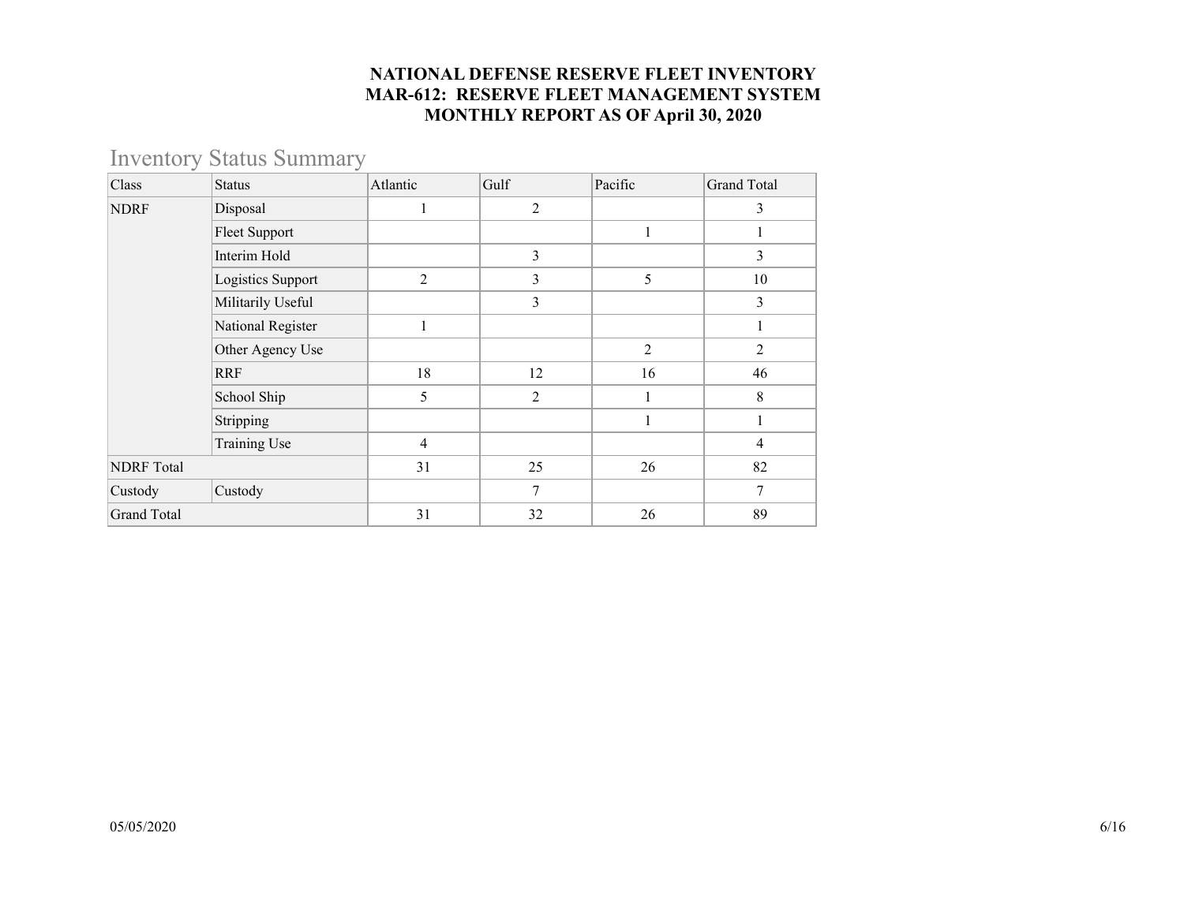**NATIONAL DEFENSE RESERVE FLEET INVENTORY**
**MAR-612: RESERVE FLEET MANAGEMENT SYSTEM**
**MONTHLY REPORT AS OF April 30, 2020**

## Inventory Status Summary

| Class | Status | Atlantic | Gulf | Pacific | Grand Total |
|---|---|---|---|---|---|
| NDRF | Disposal | 1 | 2 | | 3 |
| | Fleet Support | | | 1 | 1 |
| | Interim Hold | | 3 | | 3 |
| | Logistics Support | 2 | 3 | 5 | 10 |
| | Militarily Useful | | 3 | | 3 |
| | National Register | 1 | | | 1 |
| | Other Agency Use | | | 2 | 2 |
| | RRF | 18 | 12 | 16 | 46 |
| | School Ship | 5 | 2 | 1 | 8 |
| | Stripping | | | 1 | 1 |
| | Training Use | 4 | | | 4 |
| NDRF Total | | 31 | 25 | 26 | 82 |
| Custody | Custody | | 7 | | 7 |
| Grand Total | | 31 | 32 | 26 | 89 |

05/05/2020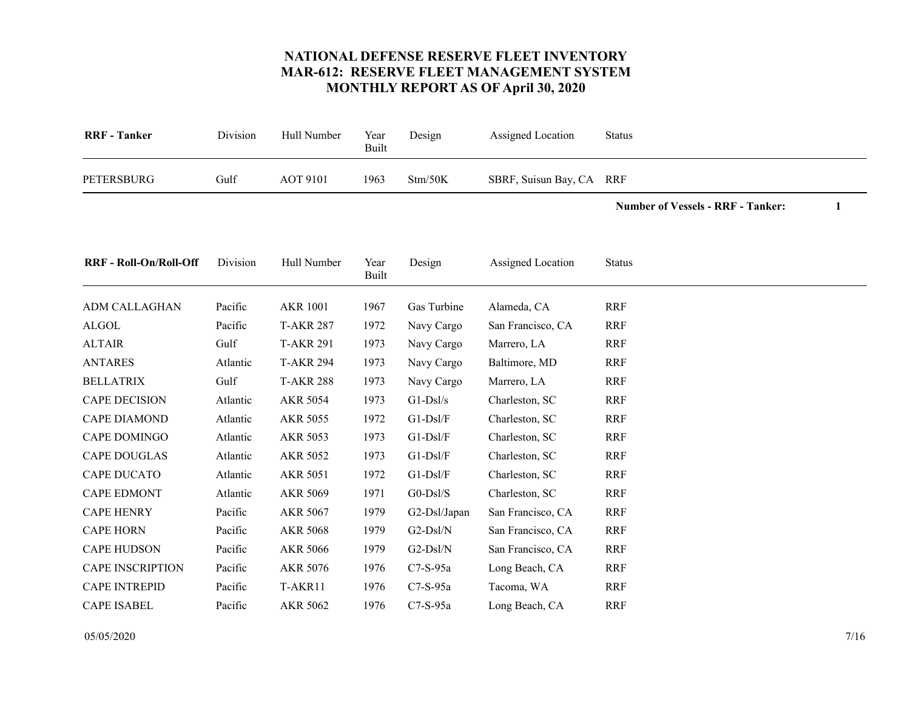# NATIONAL DEFENSE RESERVE FLEET INVENTORY
## MAR-612: RESERVE FLEET MANAGEMENT SYSTEM
## MONTHLY REPORT AS OF April 30, 2020

| RRF - Tanker | Division | Hull Number | Year Built | Design | Assigned Location | Status |
|---|---|---|---|---|---|---|
| PETERSBURG | Gulf | AOT 9101 | 1963 | Stm/50K | SBRF, Suisun Bay, CA | RRF |

**Number of Vessels - RRF - Tanker: 1**

| RRF - Roll-On/Roll-Off | Division | Hull Number | Year Built | Design | Assigned Location | Status |
|---|---|---|---|---|---|---|
| ADM CALLAGHAN | Pacific | AKR 1001 | 1967 | Gas Turbine | Alameda, CA | RRF |
| ALGOL | Pacific | T-AKR 287 | 1972 | Navy Cargo | San Francisco, CA | RRF |
| ALTAIR | Gulf | T-AKR 291 | 1973 | Navy Cargo | Marrero, LA | RRF |
| ANTARES | Atlantic | T-AKR 294 | 1973 | Navy Cargo | Baltimore, MD | RRF |
| BELLATRIX | Gulf | T-AKR 288 | 1973 | Navy Cargo | Marrero, LA | RRF |
| CAPE DECISION | Atlantic | AKR 5054 | 1973 | G1-Dsl/s | Charleston, SC | RRF |
| CAPE DIAMOND | Atlantic | AKR 5055 | 1972 | G1-Dsl/F | Charleston, SC | RRF |
| CAPE DOMINGO | Atlantic | AKR 5053 | 1973 | G1-Dsl/F | Charleston, SC | RRF |
| CAPE DOUGLAS | Atlantic | AKR 5052 | 1973 | G1-Dsl/F | Charleston, SC | RRF |
| CAPE DUCATO | Atlantic | AKR 5051 | 1972 | G1-Dsl/F | Charleston, SC | RRF |
| CAPE EDMONT | Atlantic | AKR 5069 | 1971 | G0-Dsl/S | Charleston, SC | RRF |
| CAPE HENRY | Pacific | AKR 5067 | 1979 | G2-Dsl/Japan | San Francisco, CA | RRF |
| CAPE HORN | Pacific | AKR 5068 | 1979 | G2-Dsl/N | San Francisco, CA | RRF |
| CAPE HUDSON | Pacific | AKR 5066 | 1979 | G2-Dsl/N | San Francisco, CA | RRF |
| CAPE INSCRIPTION | Pacific | AKR 5076 | 1976 | C7-S-95a | Long Beach, CA | RRF |
| CAPE INTREPID | Pacific | T-AKR11 | 1976 | C7-S-95a | Tacoma, WA | RRF |
| CAPE ISABEL | Pacific | AKR 5062 | 1976 | C7-S-95a | Long Beach, CA | RRF |

05/05/2020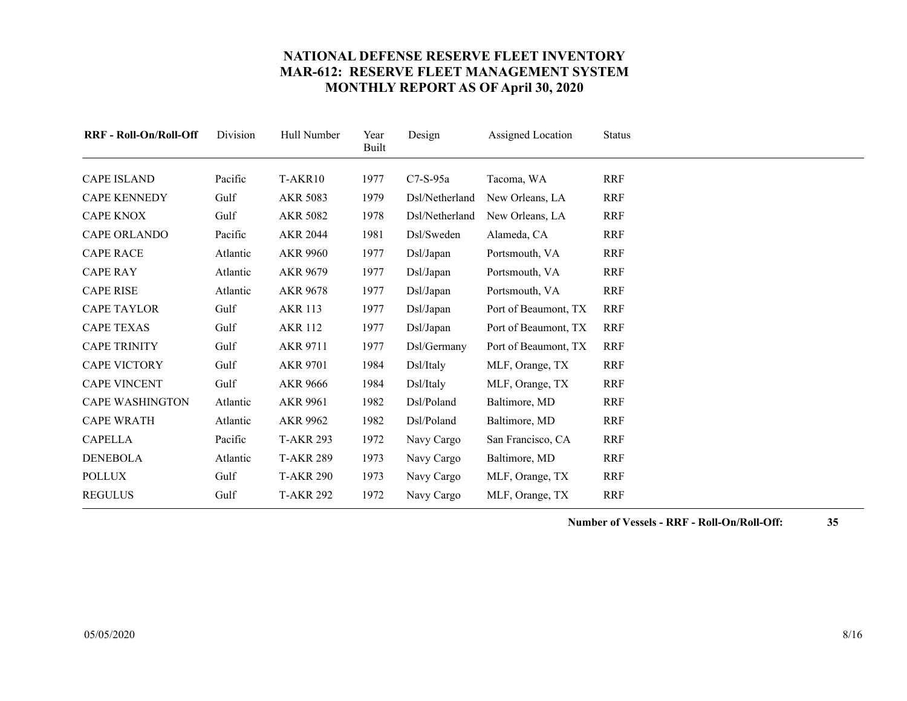# NATIONAL DEFENSE RESERVE FLEET INVENTORY
## MAR-612: RESERVE FLEET MANAGEMENT SYSTEM
## MONTHLY REPORT AS OF April 30, 2020

| RRF - Roll-On/Roll-Off | Division | Hull Number | Year Built | Design | Assigned Location | Status |
|---|---|---|---|---|---|---|
| CAPE ISLAND | Pacific | T-AKR10 | 1977 | C7-S-95a | Tacoma, WA | RRF |
| CAPE KENNEDY | Gulf | AKR 5083 | 1979 | Dsl/Netherland | New Orleans, LA | RRF |
| CAPE KNOX | Gulf | AKR 5082 | 1978 | Dsl/Netherland | New Orleans, LA | RRF |
| CAPE ORLANDO | Pacific | AKR 2044 | 1981 | Dsl/Sweden | Alameda, CA | RRF |
| CAPE RACE | Atlantic | AKR 9960 | 1977 | Dsl/Japan | Portsmouth, VA | RRF |
| CAPE RAY | Atlantic | AKR 9679 | 1977 | Dsl/Japan | Portsmouth, VA | RRF |
| CAPE RISE | Atlantic | AKR 9678 | 1977 | Dsl/Japan | Portsmouth, VA | RRF |
| CAPE TAYLOR | Gulf | AKR 113 | 1977 | Dsl/Japan | Port of Beaumont, TX | RRF |
| CAPE TEXAS | Gulf | AKR 112 | 1977 | Dsl/Japan | Port of Beaumont, TX | RRF |
| CAPE TRINITY | Gulf | AKR 9711 | 1977 | Dsl/Germany | Port of Beaumont, TX | RRF |
| CAPE VICTORY | Gulf | AKR 9701 | 1984 | Dsl/Italy | MLF, Orange, TX | RRF |
| CAPE VINCENT | Gulf | AKR 9666 | 1984 | Dsl/Italy | MLF, Orange, TX | RRF |
| CAPE WASHINGTON | Atlantic | AKR 9961 | 1982 | Dsl/Poland | Baltimore, MD | RRF |
| CAPE WRATH | Atlantic | AKR 9962 | 1982 | Dsl/Poland | Baltimore, MD | RRF |
| CAPELLA | Pacific | T-AKR 293 | 1972 | Navy Cargo | San Francisco, CA | RRF |
| DENEBOLA | Atlantic | T-AKR 289 | 1973 | Navy Cargo | Baltimore, MD | RRF |
| POLLUX | Gulf | T-AKR 290 | 1973 | Navy Cargo | MLF, Orange, TX | RRF |
| REGULUS | Gulf | T-AKR 292 | 1972 | Navy Cargo | MLF, Orange, TX | RRF |

**Number of Vessels - RRF - Roll-On/Roll-Off: 35**

05/05/2020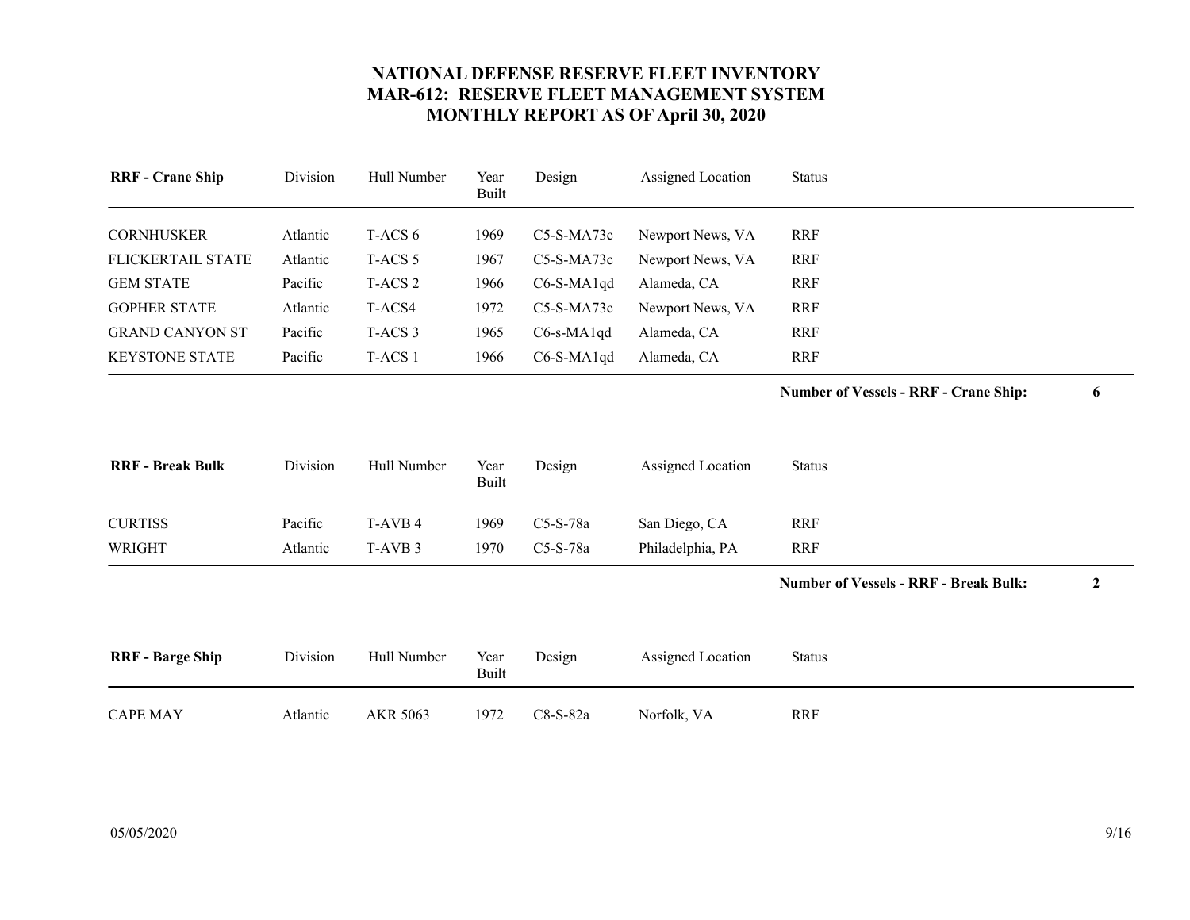# NATIONAL DEFENSE RESERVE FLEET INVENTORY
## MAR-612: RESERVE FLEET MANAGEMENT SYSTEM
## MONTHLY REPORT AS OF April 30, 2020

| **RRF - Crane Ship** | Division | Hull Number | Year Built | Design | Assigned Location | Status |
|---|---|---|---|---|---|---|
| CORNHUSKER | Atlantic | T-ACS 6 | 1969 | C5-S-MA73c | Newport News, VA | RRF |
| FLICKERTAIL STATE | Atlantic | T-ACS 5 | 1967 | C5-S-MA73c | Newport News, VA | RRF |
| GEM STATE | Pacific | T-ACS 2 | 1966 | C6-S-MA1qd | Alameda, CA | RRF |
| GOPHER STATE | Atlantic | T-ACS4 | 1972 | C5-S-MA73c | Newport News, VA | RRF |
| GRAND CANYON ST | Pacific | T-ACS 3 | 1965 | C6-s-MA1qd | Alameda, CA | RRF |
| KEYSTONE STATE | Pacific | T-ACS 1 | 1966 | C6-S-MA1qd | Alameda, CA | RRF |

**Number of Vessels - RRF - Crane Ship: 6**

| **RRF - Break Bulk** | Division | Hull Number | Year Built | Design | Assigned Location | Status |
|---|---|---|---|---|---|---|
| CURTISS | Pacific | T-AVB 4 | 1969 | C5-S-78a | San Diego, CA | RRF |
| WRIGHT | Atlantic | T-AVB 3 | 1970 | C5-S-78a | Philadelphia, PA | RRF |

**Number of Vessels - RRF - Break Bulk: 2**

| **RRF - Barge Ship** | Division | Hull Number | Year Built | Design | Assigned Location | Status |
|---|---|---|---|---|---|---|
| CAPE MAY | Atlantic | AKR 5063 | 1972 | C8-S-82a | Norfolk, VA | RRF |

05/05/2020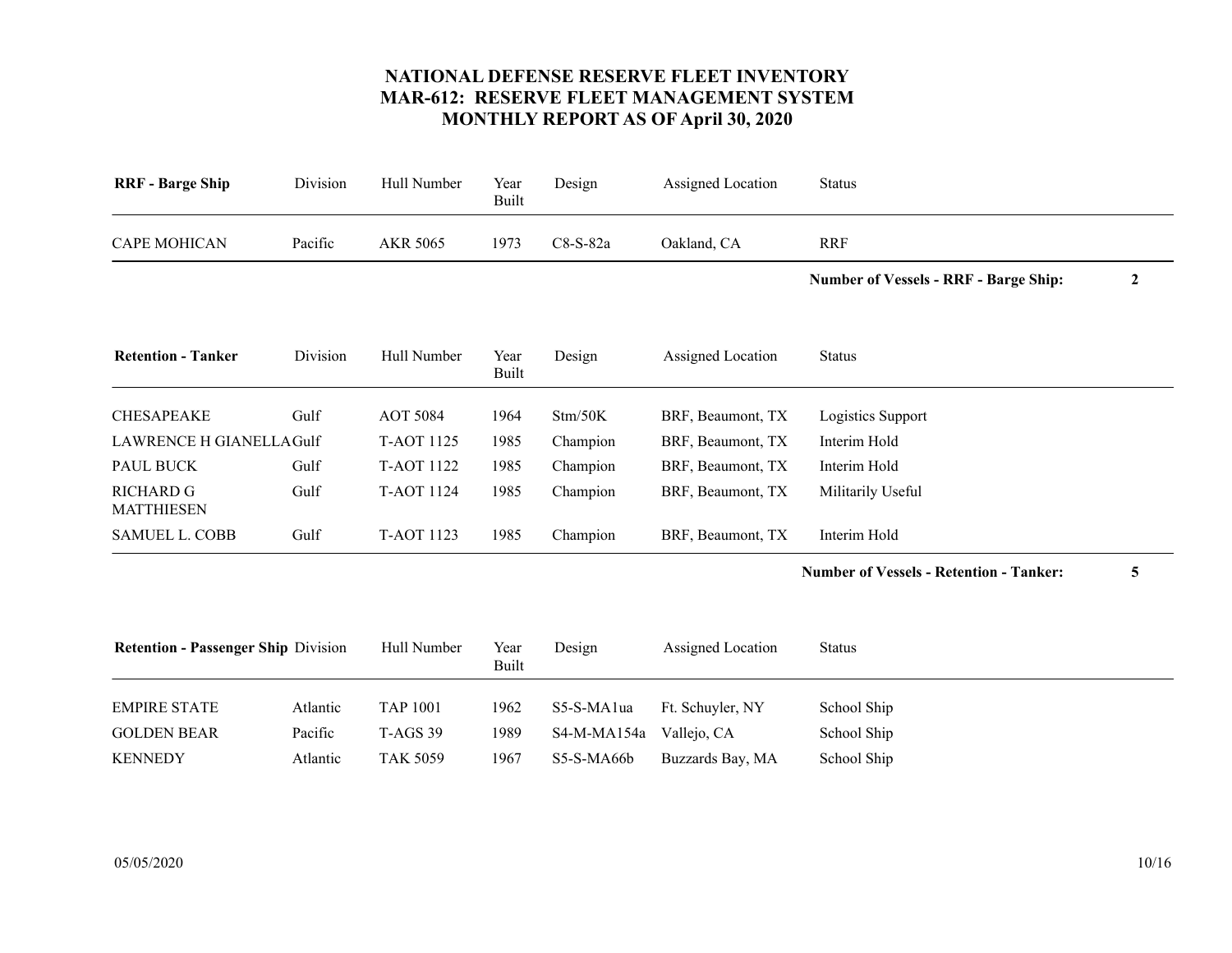# NATIONAL DEFENSE RESERVE FLEET INVENTORY
# MAR-612: RESERVE FLEET MANAGEMENT SYSTEM
# MONTHLY REPORT AS OF April 30, 2020

| RRF - Barge Ship | Division | Hull Number | Year Built | Design | Assigned Location | Status |
|---|---|---|---|---|---|---|
| CAPE MOHICAN | Pacific | AKR 5065 | 1973 | C8-S-82a | Oakland, CA | RRF |

**Number of Vessels - RRF - Barge Ship: 2**

| Retention - Tanker | Division | Hull Number | Year Built | Design | Assigned Location | Status |
|---|---|---|---|---|---|---|
| CHESAPEAKE | Gulf | AOT 5084 | 1964 | Stm/50K | BRF, Beaumont, TX | Logistics Support |
| LAWRENCE H GIANELLA | Gulf | T-AOT 1125 | 1985 | Champion | BRF, Beaumont, TX | Interim Hold |
| PAUL BUCK | Gulf | T-AOT 1122 | 1985 | Champion | BRF, Beaumont, TX | Interim Hold |
| RICHARD G MATTHIESEN | Gulf | T-AOT 1124 | 1985 | Champion | BRF, Beaumont, TX | Militarily Useful |
| SAMUEL L. COBB | Gulf | T-AOT 1123 | 1985 | Champion | BRF, Beaumont, TX | Interim Hold |

**Number of Vessels - Retention - Tanker: 5**

| Retention - Passenger Ship | Division | Hull Number | Year Built | Design | Assigned Location | Status |
|---|---|---|---|---|---|---|
| EMPIRE STATE | Atlantic | TAP 1001 | 1962 | S5-S-MA1ua | Ft. Schuyler, NY | School Ship |
| GOLDEN BEAR | Pacific | T-AGS 39 | 1989 | S4-M-MA154a | Vallejo, CA | School Ship |
| KENNEDY | Atlantic | TAK 5059 | 1967 | S5-S-MA66b | Buzzards Bay, MA | School Ship |

05/05/2020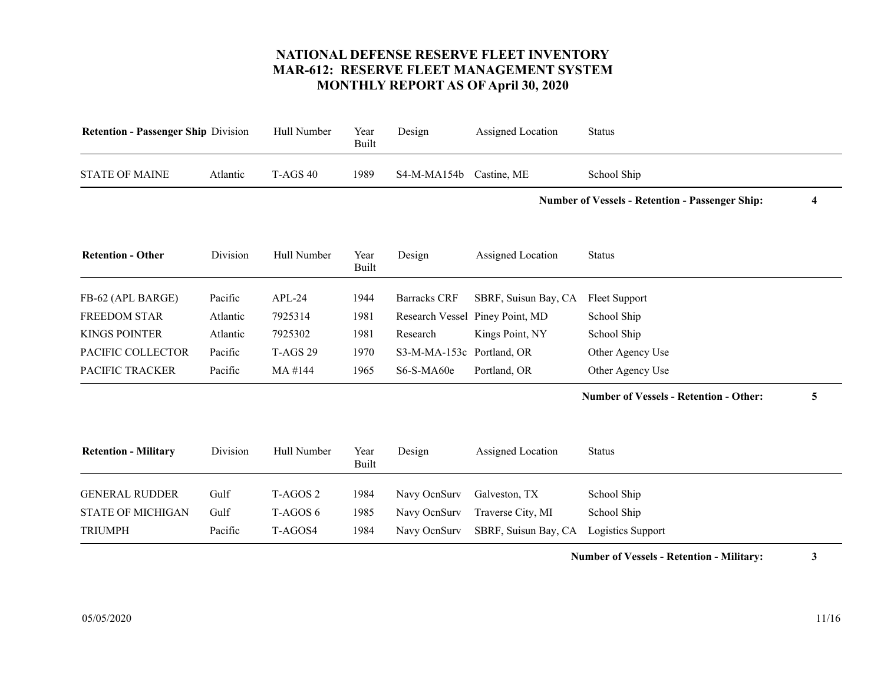# NATIONAL DEFENSE RESERVE FLEET INVENTORY
# MAR-612: RESERVE FLEET MANAGEMENT SYSTEM
# MONTHLY REPORT AS OF April 30, 2020

| Retention - Passenger Ship | Division | Hull Number | Year Built | Design | Assigned Location | Status |
|---|---|---|---|---|---|---|
| STATE OF MAINE | Atlantic | T-AGS 40 | 1989 | S4-M-MA154b | Castine, ME | School Ship |

**Number of Vessels - Retention - Passenger Ship: 4**

| Retention - Other | Division | Hull Number | Year Built | Design | Assigned Location | Status |
|---|---|---|---|---|---|---|
| FB-62 (APL BARGE) | Pacific | APL-24 | 1944 | Barracks CRF | SBRF, Suisun Bay, CA | Fleet Support |
| FREEDOM STAR | Atlantic | 7925314 | 1981 | Research Vessel | Piney Point, MD | School Ship |
| KINGS POINTER | Atlantic | 7925302 | 1981 | Research | Kings Point, NY | School Ship |
| PACIFIC COLLECTOR | Pacific | T-AGS 29 | 1970 | S3-M-MA-153c | Portland, OR | Other Agency Use |
| PACIFIC TRACKER | Pacific | MA #144 | 1965 | S6-S-MA60e | Portland, OR | Other Agency Use |

**Number of Vessels - Retention - Other: 5**

| Retention - Military | Division | Hull Number | Year Built | Design | Assigned Location | Status |
|---|---|---|---|---|---|---|
| GENERAL RUDDER | Gulf | T-AGOS 2 | 1984 | Navy OcnSurv | Galveston, TX | School Ship |
| STATE OF MICHIGAN | Gulf | T-AGOS 6 | 1985 | Navy OcnSurv | Traverse City, MI | School Ship |
| TRIUMPH | Pacific | T-AGOS4 | 1984 | Navy OcnSurv | SBRF, Suisun Bay, CA | Logistics Support |

**Number of Vessels - Retention - Military: 3**

05/05/2020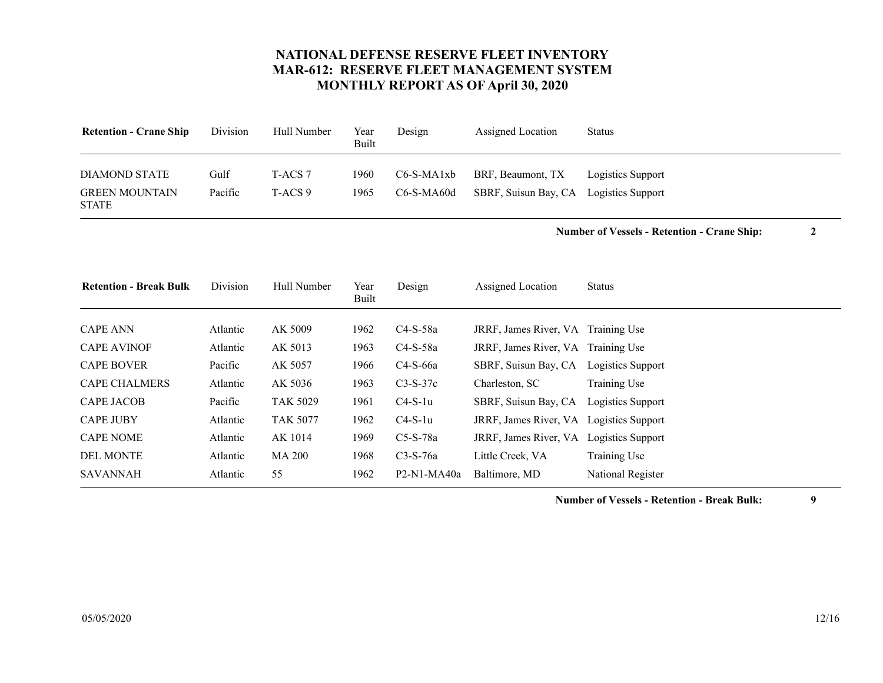# NATIONAL DEFENSE RESERVE FLEET INVENTORY
## MAR-612: RESERVE FLEET MANAGEMENT SYSTEM
## MONTHLY REPORT AS OF April 30, 2020

| Retention - Crane Ship | Division | Hull Number | Year Built | Design | Assigned Location | Status |
|---|---|---|---|---|---|---|
| DIAMOND STATE | Gulf | T-ACS 7 | 1960 | C6-S-MA1xb | BRF, Beaumont, TX | Logistics Support |
| GREEN MOUNTAIN STATE | Pacific | T-ACS 9 | 1965 | C6-S-MA60d | SBRF, Suisun Bay, CA | Logistics Support |

**Number of Vessels - Retention - Crane Ship: 2**

| Retention - Break Bulk | Division | Hull Number | Year Built | Design | Assigned Location | Status |
|---|---|---|---|---|---|---|
| CAPE ANN | Atlantic | AK 5009 | 1962 | C4-S-58a | JRRF, James River, VA | Training Use |
| CAPE AVINOF | Atlantic | AK 5013 | 1963 | C4-S-58a | JRRF, James River, VA | Training Use |
| CAPE BOVER | Pacific | AK 5057 | 1966 | C4-S-66a | SBRF, Suisun Bay, CA | Logistics Support |
| CAPE CHALMERS | Atlantic | AK 5036 | 1963 | C3-S-37c | Charleston, SC | Training Use |
| CAPE JACOB | Pacific | TAK 5029 | 1961 | C4-S-1u | SBRF, Suisun Bay, CA | Logistics Support |
| CAPE JUBY | Atlantic | TAK 5077 | 1962 | C4-S-1u | JRRF, James River, VA | Logistics Support |
| CAPE NOME | Atlantic | AK 1014 | 1969 | C5-S-78a | JRRF, James River, VA | Logistics Support |
| DEL MONTE | Atlantic | MA 200 | 1968 | C3-S-76a | Little Creek, VA | Training Use |
| SAVANNAH | Atlantic | 55 | 1962 | P2-N1-MA40a | Baltimore, MD | National Register |

**Number of Vessels - Retention - Break Bulk: 9**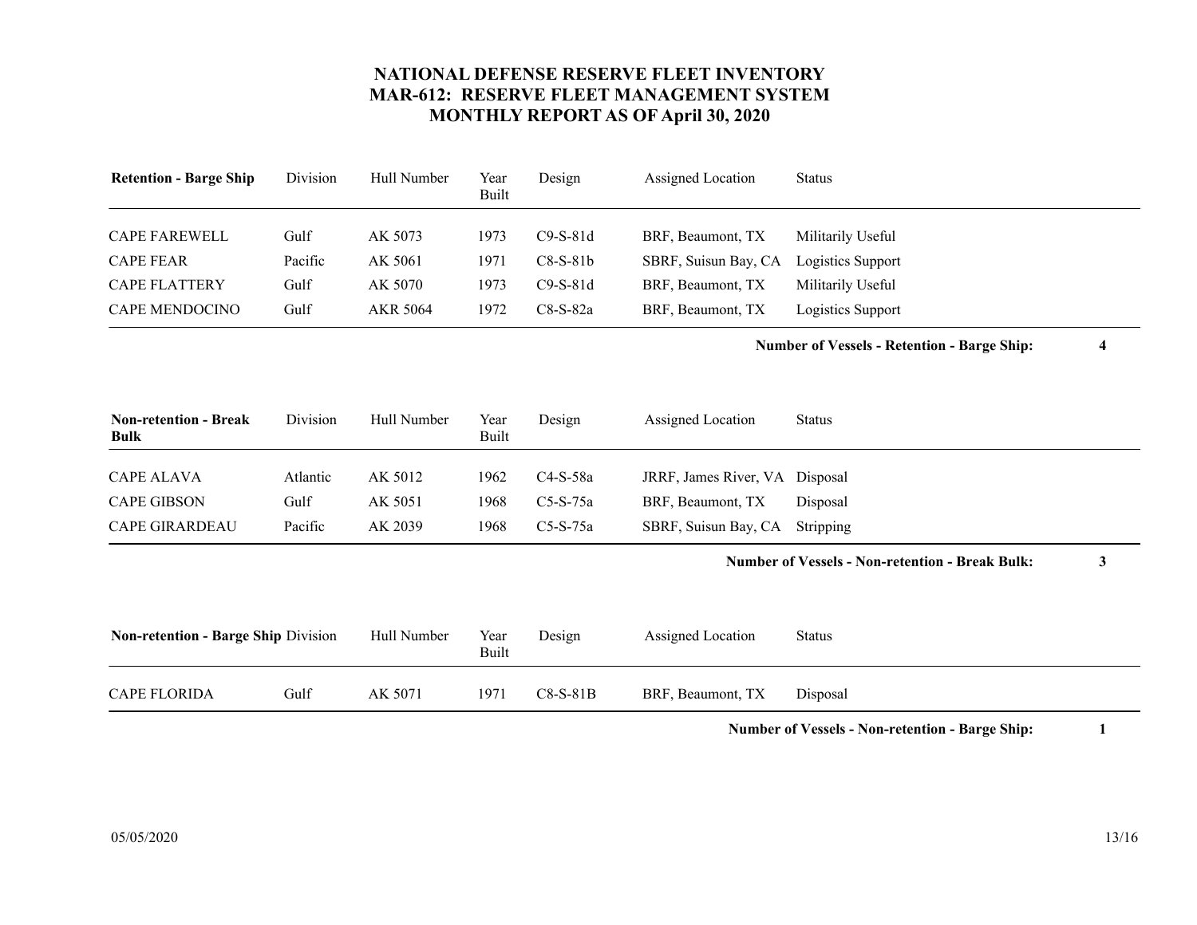# NATIONAL DEFENSE RESERVE FLEET INVENTORY
## MAR-612: RESERVE FLEET MANAGEMENT SYSTEM
## MONTHLY REPORT AS OF April 30, 2020

| Retention - Barge Ship | Division | Hull Number | Year Built | Design | Assigned Location | Status |
|---|---|---|---|---|---|---|
| CAPE FAREWELL | Gulf | AK 5073 | 1973 | C9-S-81d | BRF, Beaumont, TX | Militarily Useful |
| CAPE FEAR | Pacific | AK 5061 | 1971 | C8-S-81b | SBRF, Suisun Bay, CA | Logistics Support |
| CAPE FLATTERY | Gulf | AK 5070 | 1973 | C9-S-81d | BRF, Beaumont, TX | Militarily Useful |
| CAPE MENDOCINO | Gulf | AKR 5064 | 1972 | C8-S-82a | BRF, Beaumont, TX | Logistics Support |

**Number of Vessels - Retention - Barge Ship: 4**

| Non-retention - Break Bulk | Division | Hull Number | Year Built | Design | Assigned Location | Status |
|---|---|---|---|---|---|---|
| CAPE ALAVA | Atlantic | AK 5012 | 1962 | C4-S-58a | JRRF, James River, VA | Disposal |
| CAPE GIBSON | Gulf | AK 5051 | 1968 | C5-S-75a | BRF, Beaumont, TX | Disposal |
| CAPE GIRARDEAU | Pacific | AK 2039 | 1968 | C5-S-75a | SBRF, Suisun Bay, CA | Stripping |

**Number of Vessels - Non-retention - Break Bulk: 3**

| Non-retention - Barge Ship | Division | Hull Number | Year Built | Design | Assigned Location | Status |
|---|---|---|---|---|---|---|
| CAPE FLORIDA | Gulf | AK 5071 | 1971 | C8-S-81B | BRF, Beaumont, TX | Disposal |

**Number of Vessels - Non-retention - Barge Ship: 1**

05/05/2020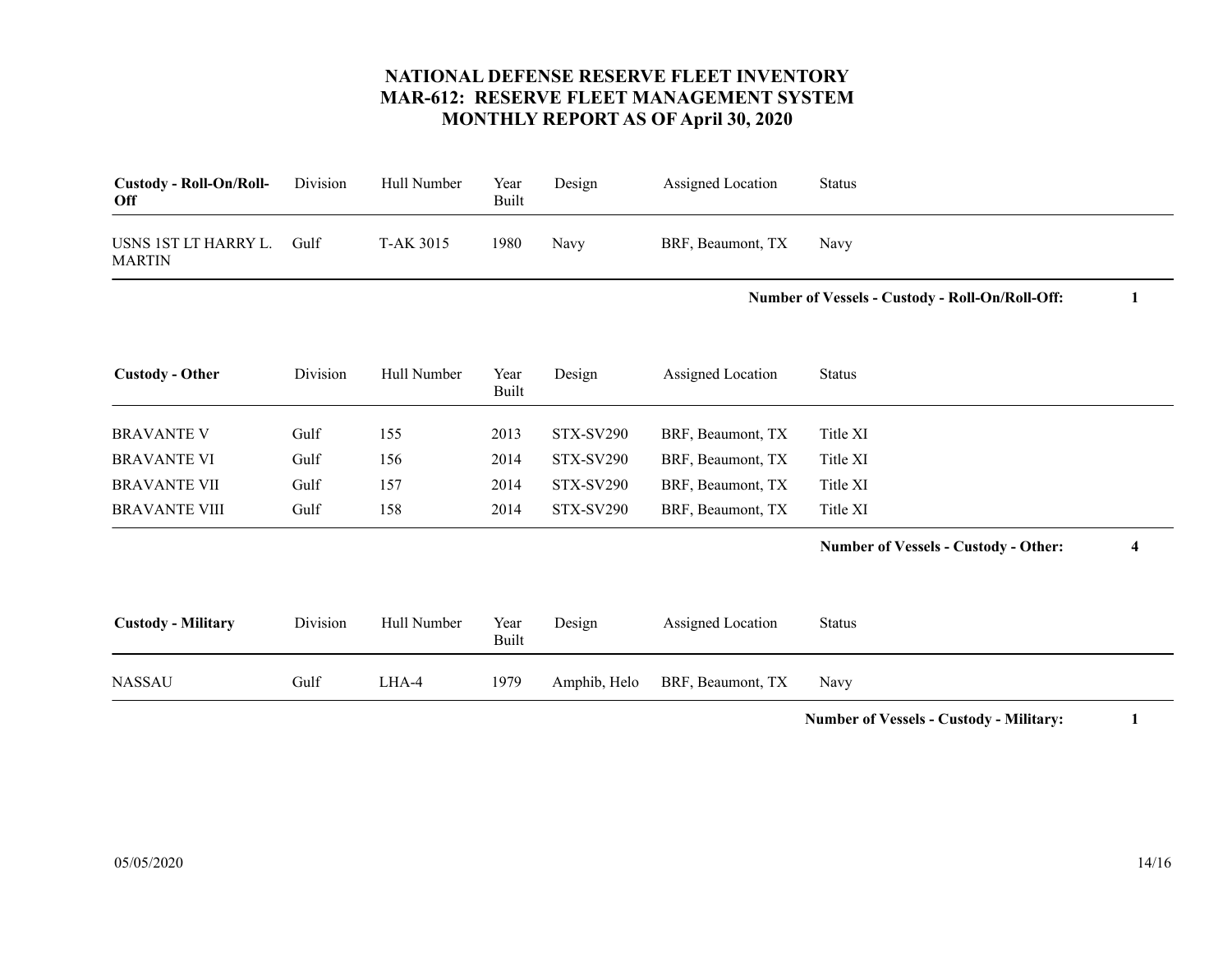# NATIONAL DEFENSE RESERVE FLEET INVENTORY
## MAR-612: RESERVE FLEET MANAGEMENT SYSTEM
## MONTHLY REPORT AS OF April 30, 2020

| Custody - Roll-On/Roll-Off | Division | Hull Number | Year Built | Design | Assigned Location | Status |
|---|---|---|---|---|---|---|
| USNS 1ST LT HARRY L. MARTIN | Gulf | T-AK 3015 | 1980 | Navy | BRF, Beaumont, TX | Navy |

**Number of Vessels - Custody - Roll-On/Roll-Off: 1**

| Custody - Other | Division | Hull Number | Year Built | Design | Assigned Location | Status |
|---|---|---|---|---|---|---|
| BRAVANTE V | Gulf | 155 | 2013 | STX-SV290 | BRF, Beaumont, TX | Title XI |
| BRAVANTE VI | Gulf | 156 | 2014 | STX-SV290 | BRF, Beaumont, TX | Title XI |
| BRAVANTE VII | Gulf | 157 | 2014 | STX-SV290 | BRF, Beaumont, TX | Title XI |
| BRAVANTE VIII | Gulf | 158 | 2014 | STX-SV290 | BRF, Beaumont, TX | Title XI |

**Number of Vessels - Custody - Other: 4**

| Custody - Military | Division | Hull Number | Year Built | Design | Assigned Location | Status |
|---|---|---|---|---|---|---|
| NASSAU | Gulf | LHA-4 | 1979 | Amphib, Helo | BRF, Beaumont, TX | Navy |

**Number of Vessels - Custody - Military: 1**

05/05/2020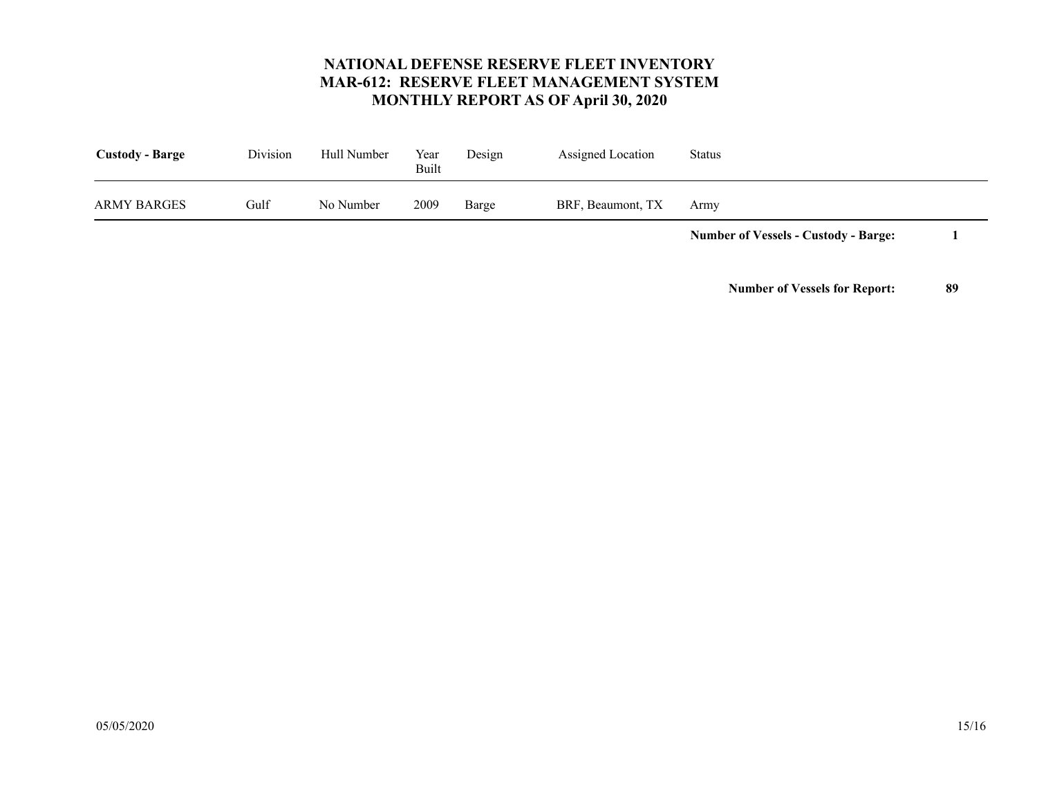# NATIONAL DEFENSE RESERVE FLEET INVENTORY
## MAR-612: RESERVE FLEET MANAGEMENT SYSTEM
## MONTHLY REPORT AS OF April 30, 2020

| **Custody - Barge** | Division | Hull Number | Year Built | Design | Assigned Location | Status |
|---|---|---|---|---|---|---|
| ARMY BARGES | Gulf | No Number | 2009 | Barge | BRF, Beaumont, TX | Army |

**Number of Vessels - Custody - Barge: 1**

**Number of Vessels for Report: 89**

05/05/2020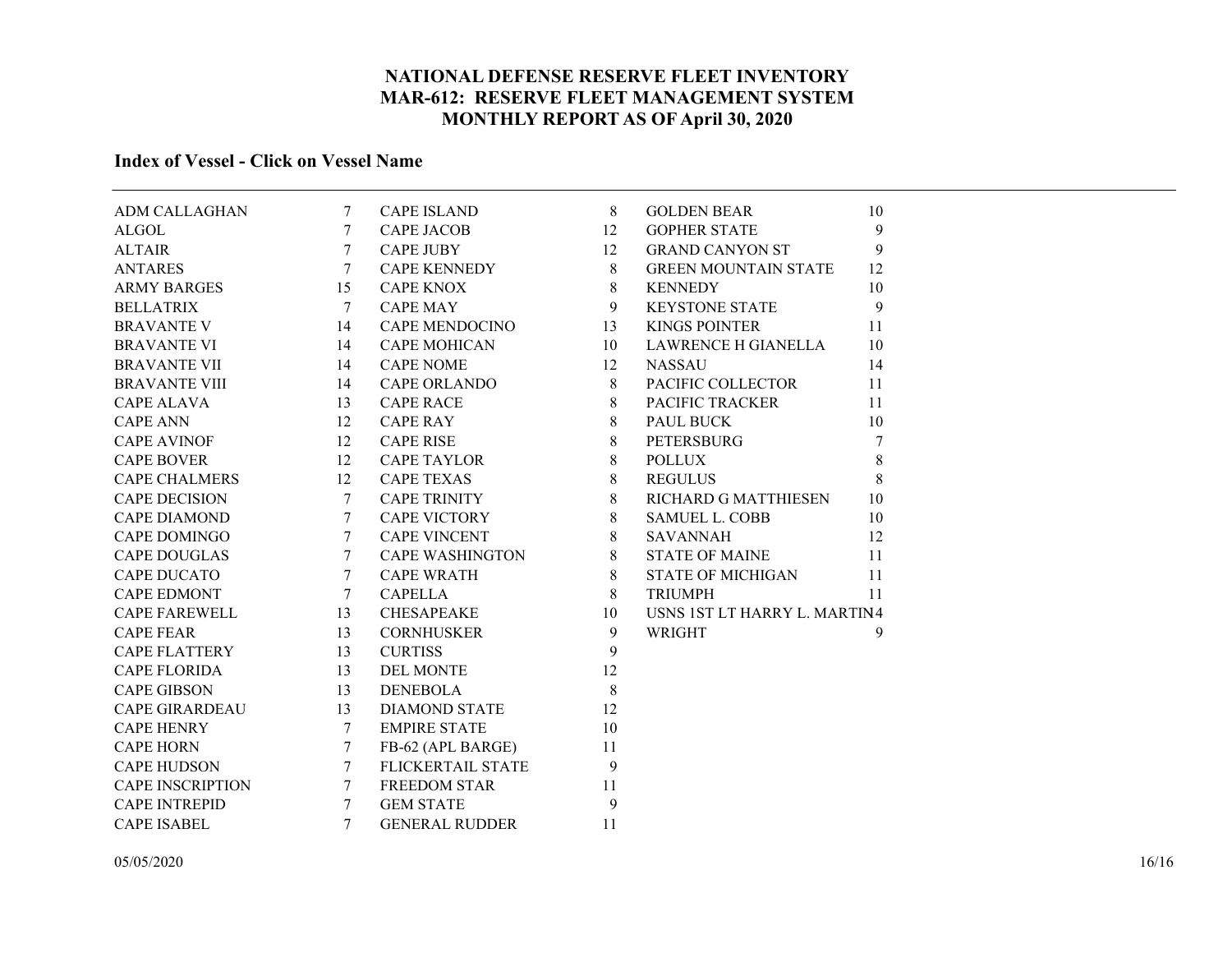# NATIONAL DEFENSE RESERVE FLEET INVENTORY
# MAR-612: RESERVE FLEET MANAGEMENT SYSTEM
# MONTHLY REPORT AS OF April 30, 2020

## Index of Vessel - Click on Vessel Name

| | | | | | |
|---|---|---|---|---|---|
| ADM CALLAGHAN | 7 | CAPE ISLAND | 8 | GOLDEN BEAR | 10 |
| ALGOL | 7 | CAPE JACOB | 12 | GOPHER STATE | 9 |
| ALTAIR | 7 | CAPE JUBY | 12 | GRAND CANYON ST | 9 |
| ANTARES | 7 | CAPE KENNEDY | 8 | GREEN MOUNTAIN STATE | 12 |
| ARMY BARGES | 15 | CAPE KNOX | 8 | KENNEDY | 10 |
| BELLATRIX | 7 | CAPE MAY | 9 | KEYSTONE STATE | 9 |
| BRAVANTE V | 14 | CAPE MENDOCINO | 13 | KINGS POINTER | 11 |
| BRAVANTE VI | 14 | CAPE MOHICAN | 10 | LAWRENCE H GIANELLA | 10 |
| BRAVANTE VII | 14 | CAPE NOME | 12 | NASSAU | 14 |
| BRAVANTE VIII | 14 | CAPE ORLANDO | 8 | PACIFIC COLLECTOR | 11 |
| CAPE ALAVA | 13 | CAPE RACE | 8 | PACIFIC TRACKER | 11 |
| CAPE ANN | 12 | CAPE RAY | 8 | PAUL BUCK | 10 |
| CAPE AVINOF | 12 | CAPE RISE | 8 | PETERSBURG | 7 |
| CAPE BOVER | 12 | CAPE TAYLOR | 8 | POLLUX | 8 |
| CAPE CHALMERS | 12 | CAPE TEXAS | 8 | REGULUS | 8 |
| CAPE DECISION | 7 | CAPE TRINITY | 8 | RICHARD G MATTHIESEN | 10 |
| CAPE DIAMOND | 7 | CAPE VICTORY | 8 | SAMUEL L. COBB | 10 |
| CAPE DOMINGO | 7 | CAPE VINCENT | 8 | SAVANNAH | 12 |
| CAPE DOUGLAS | 7 | CAPE WASHINGTON | 8 | STATE OF MAINE | 11 |
| CAPE DUCATO | 7 | CAPE WRATH | 8 | STATE OF MICHIGAN | 11 |
| CAPE EDMONT | 7 | CAPELLA | 8 | TRIUMPH | 11 |
| CAPE FAREWELL | 13 | CHESAPEAKE | 10 | USNS 1ST LT HARRY L. MARTIN | 4 |
| CAPE FEAR | 13 | CORNHUSKER | 9 | WRIGHT | 9 |
| CAPE FLATTERY | 13 | CURTISS | 9 | | |
| CAPE FLORIDA | 13 | DEL MONTE | 12 | | |
| CAPE GIBSON | 13 | DENEBOLA | 8 | | |
| CAPE GIRARDEAU | 13 | DIAMOND STATE | 12 | | |
| CAPE HENRY | 7 | EMPIRE STATE | 10 | | |
| CAPE HORN | 7 | FB-62 (APL BARGE) | 11 | | |
| CAPE HUDSON | 7 | FLICKERTAIL STATE | 9 | | |
| CAPE INSCRIPTION | 7 | FREEDOM STAR | 11 | | |
| CAPE INTREPID | 7 | GEM STATE | 9 | | |
| CAPE ISABEL | 7 | GENERAL RUDDER | 11 | | |